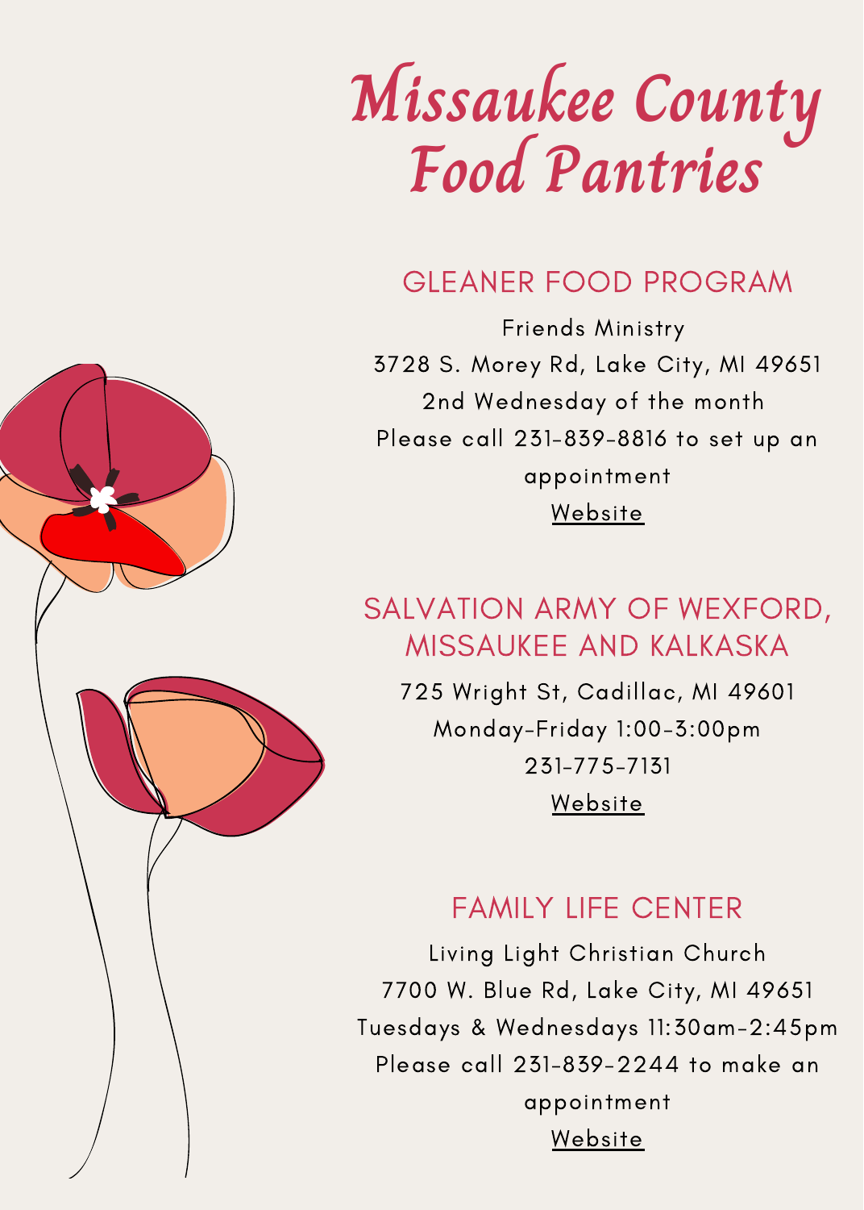# Missaukee County Food Pantries

## GLEANER FOOD PROGRAM

Friends Ministry
3728 S. Morey Rd, Lake City, MI 49651
2nd Wednesday of the month
Please call 231-839-8816 to set up an appointment
Website

## SALVATION ARMY OF WEXFORD, MISSAUKEE AND KALKASKA

725 Wright St, Cadillac, MI 49601
Monday-Friday 1:00-3:00pm
231-775-7131
Website

## FAMILY LIFE CENTER

Living Light Christian Church
7700 W. Blue Rd, Lake City, MI 49651
Tuesdays & Wednesdays 11:30am-2:45pm
Please call 231-839-2244 to make an appointment
Website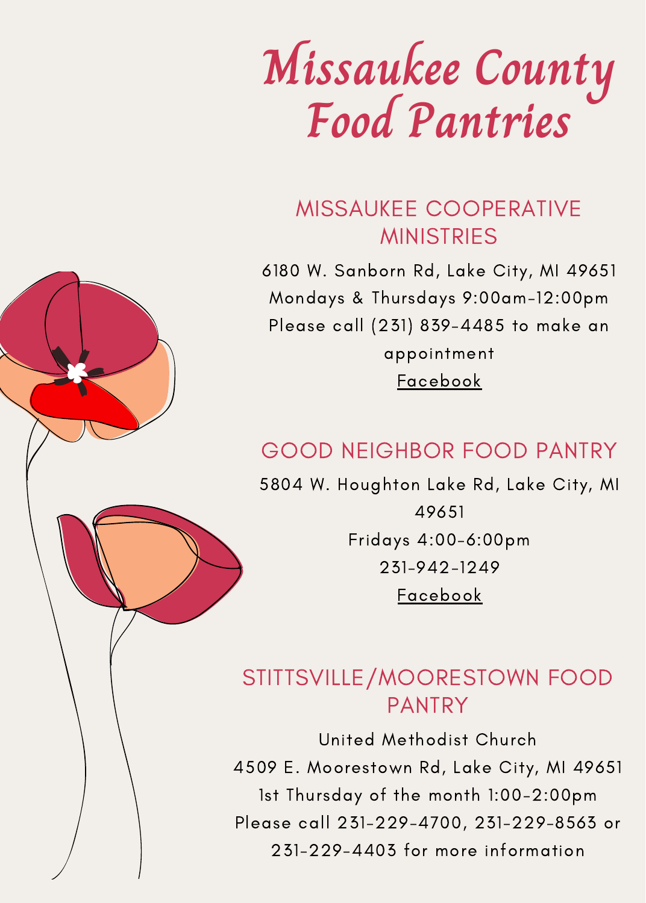# Missaukee County Food Pantries

## MISSAUKEE COOPERATIVE MINISTRIES

6180 W. Sanborn Rd, Lake City, MI 49651

Mondays & Thursdays 9:00am-12:00pm

Please call (231) 839-4485 to make an appointment

Facebook

## GOOD NEIGHBOR FOOD PANTRY

5804 W. Houghton Lake Rd, Lake City, MI 49651

Fridays 4:00-6:00pm

231-942-1249

Facebook

## STITTSVILLE/MOORESTOWN FOOD PANTRY

United Methodist Church

4509 E. Moorestown Rd, Lake City, MI 49651

1st Thursday of the month 1:00-2:00pm

Please call 231-229-4700, 231-229-8563 or 231-229-4403 for more information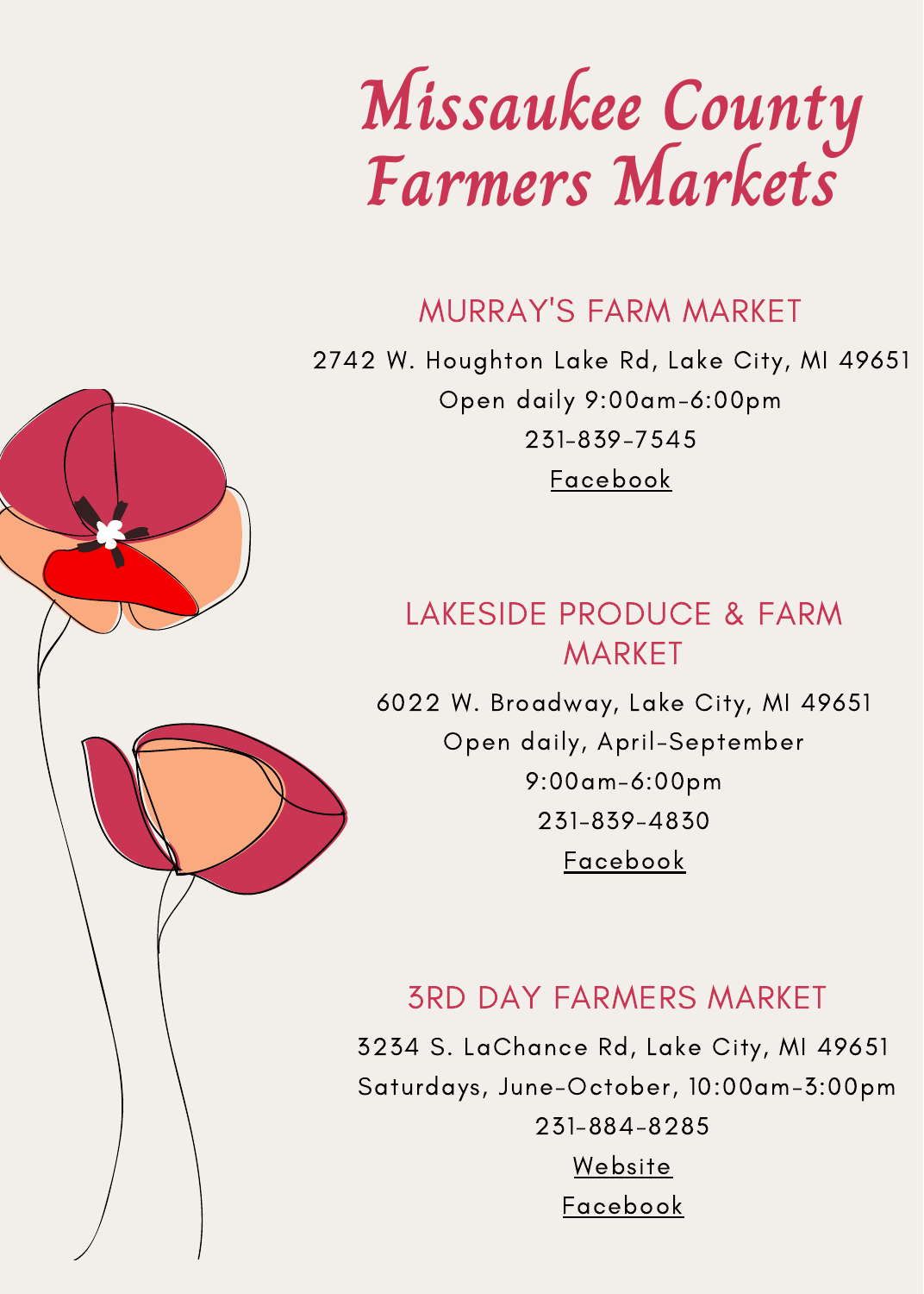# Missaukee County Farmers Markets

## MURRAY'S FARM MARKET

2742 W. Houghton Lake Rd, Lake City, MI 49651

Open daily 9:00am-6:00pm

231-839-7545

Facebook

## LAKESIDE PRODUCE & FARM MARKET

6022 W. Broadway, Lake City, MI 49651

Open daily, April-September

9:00am-6:00pm

231-839-4830

Facebook

## 3RD DAY FARMERS MARKET

3234 S. LaChance Rd, Lake City, MI 49651

Saturdays, June-October, 10:00am-3:00pm

231-884-8285

Website

Facebook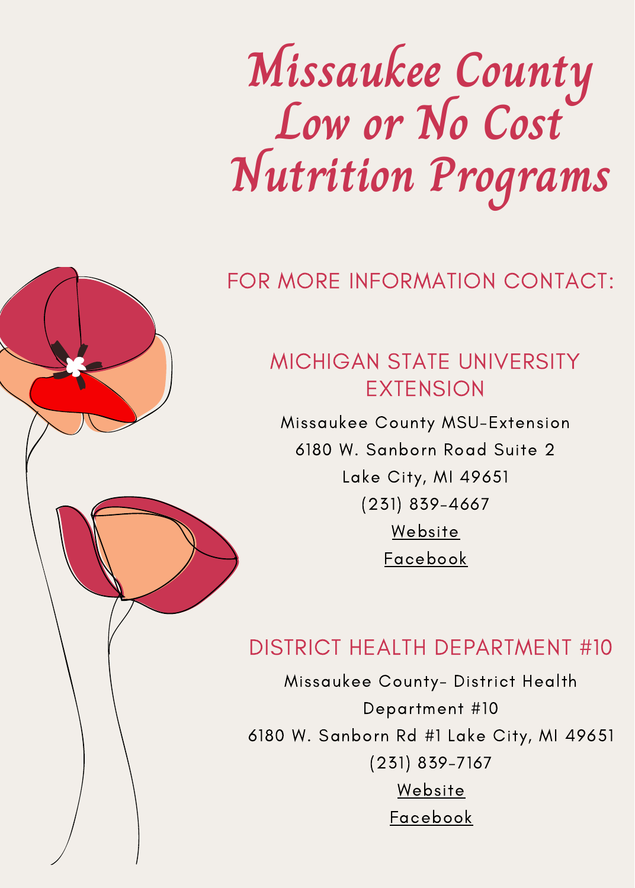# Missaukee County Low or No Cost Nutrition Programs

FOR MORE INFORMATION CONTACT:

## MICHIGAN STATE UNIVERSITY EXTENSION

Missaukee County MSU-Extension
6180 W. Sanborn Road Suite 2
Lake City, MI 49651
(231) 839-4667
Website
Facebook

## DISTRICT HEALTH DEPARTMENT #10

Missaukee County- District Health Department #10
6180 W. Sanborn Rd #1 Lake City, MI 49651
(231) 839-7167
Website
Facebook